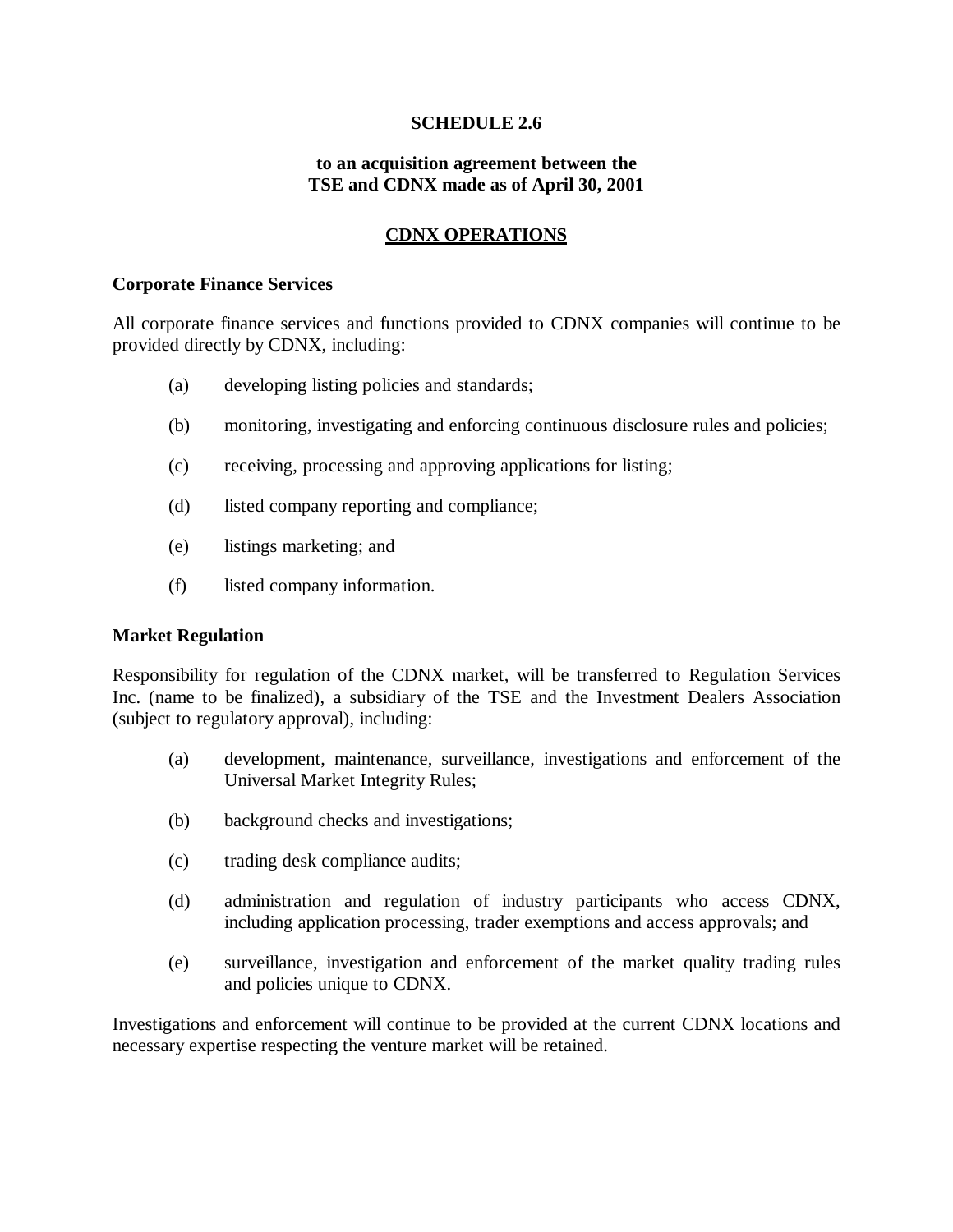# SCHEDULE 2.6

## to an acquisition agreement between the TSE and CDNX made as of April 30, 2001

## CDNX OPERATIONS

### Corporate Finance Services

All corporate finance services and functions provided to CDNX companies will continue to be provided directly by CDNX, including:

(a) developing listing policies and standards;

(b) monitoring, investigating and enforcing continuous disclosure rules and policies;

(c) receiving, processing and approving applications for listing;

(d) listed company reporting and compliance;

(e) listings marketing; and

(f) listed company information.

### Market Regulation

Responsibility for regulation of the CDNX market, will be transferred to Regulation Services Inc. (name to be finalized), a subsidiary of the TSE and the Investment Dealers Association (subject to regulatory approval), including:

(a) development, maintenance, surveillance, investigations and enforcement of the Universal Market Integrity Rules;

(b) background checks and investigations;

(c) trading desk compliance audits;

(d) administration and regulation of industry participants who access CDNX, including application processing, trader exemptions and access approvals; and

(e) surveillance, investigation and enforcement of the market quality trading rules and policies unique to CDNX.

Investigations and enforcement will continue to be provided at the current CDNX locations and necessary expertise respecting the venture market will be retained.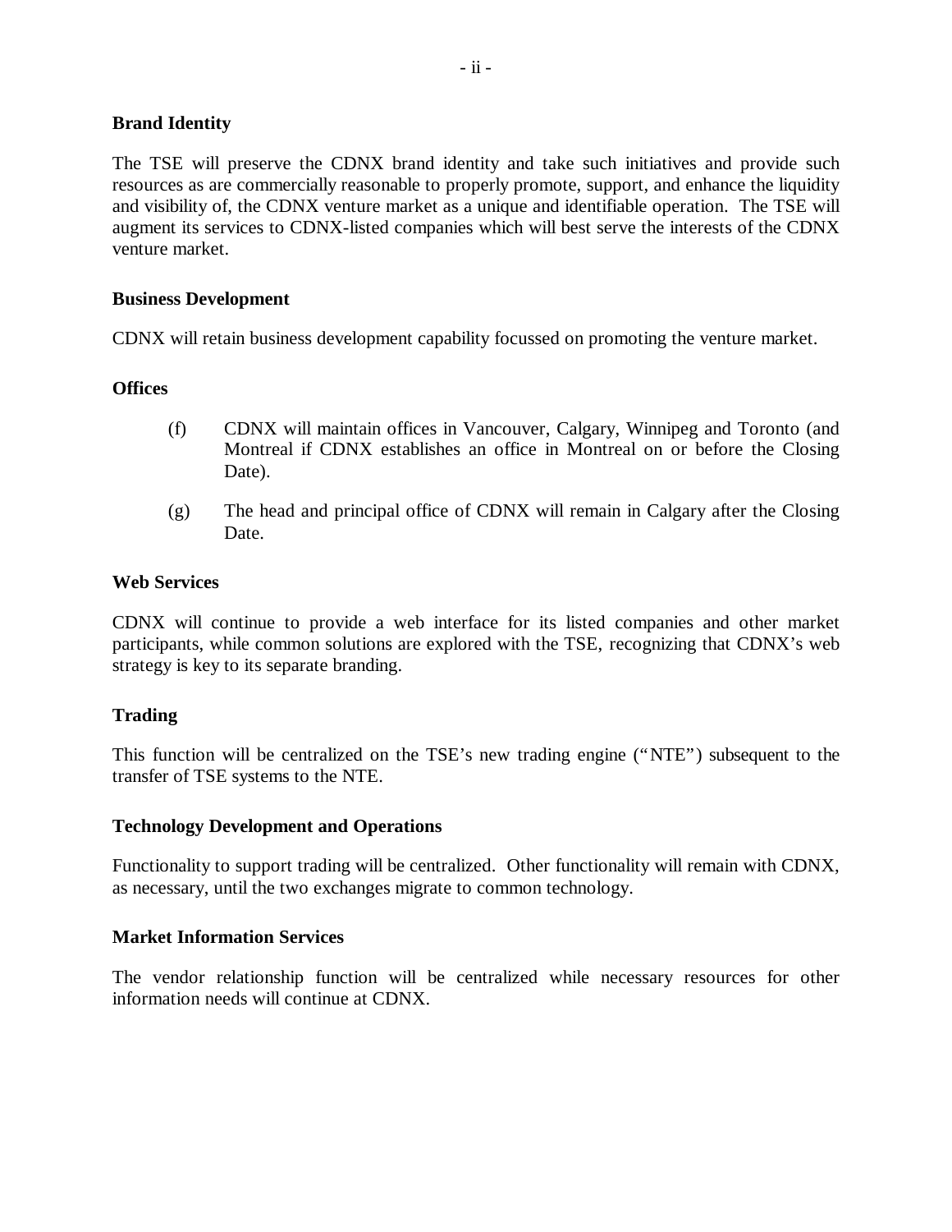**Brand Identity**

The TSE will preserve the CDNX brand identity and take such initiatives and provide such resources as are commercially reasonable to properly promote, support, and enhance the liquidity and visibility of, the CDNX venture market as a unique and identifiable operation. The TSE will augment its services to CDNX-listed companies which will best serve the interests of the CDNX venture market.

**Business Development**

CDNX will retain business development capability focussed on promoting the venture market.

**Offices**

(f) CDNX will maintain offices in Vancouver, Calgary, Winnipeg and Toronto (and Montreal if CDNX establishes an office in Montreal on or before the Closing Date).

(g) The head and principal office of CDNX will remain in Calgary after the Closing Date.

**Web Services**

CDNX will continue to provide a web interface for its listed companies and other market participants, while common solutions are explored with the TSE, recognizing that CDNX's web strategy is key to its separate branding.

**Trading**

This function will be centralized on the TSE's new trading engine ("NTE") subsequent to the transfer of TSE systems to the NTE.

**Technology Development and Operations**

Functionality to support trading will be centralized. Other functionality will remain with CDNX, as necessary, until the two exchanges migrate to common technology.

**Market Information Services**

The vendor relationship function will be centralized while necessary resources for other information needs will continue at CDNX.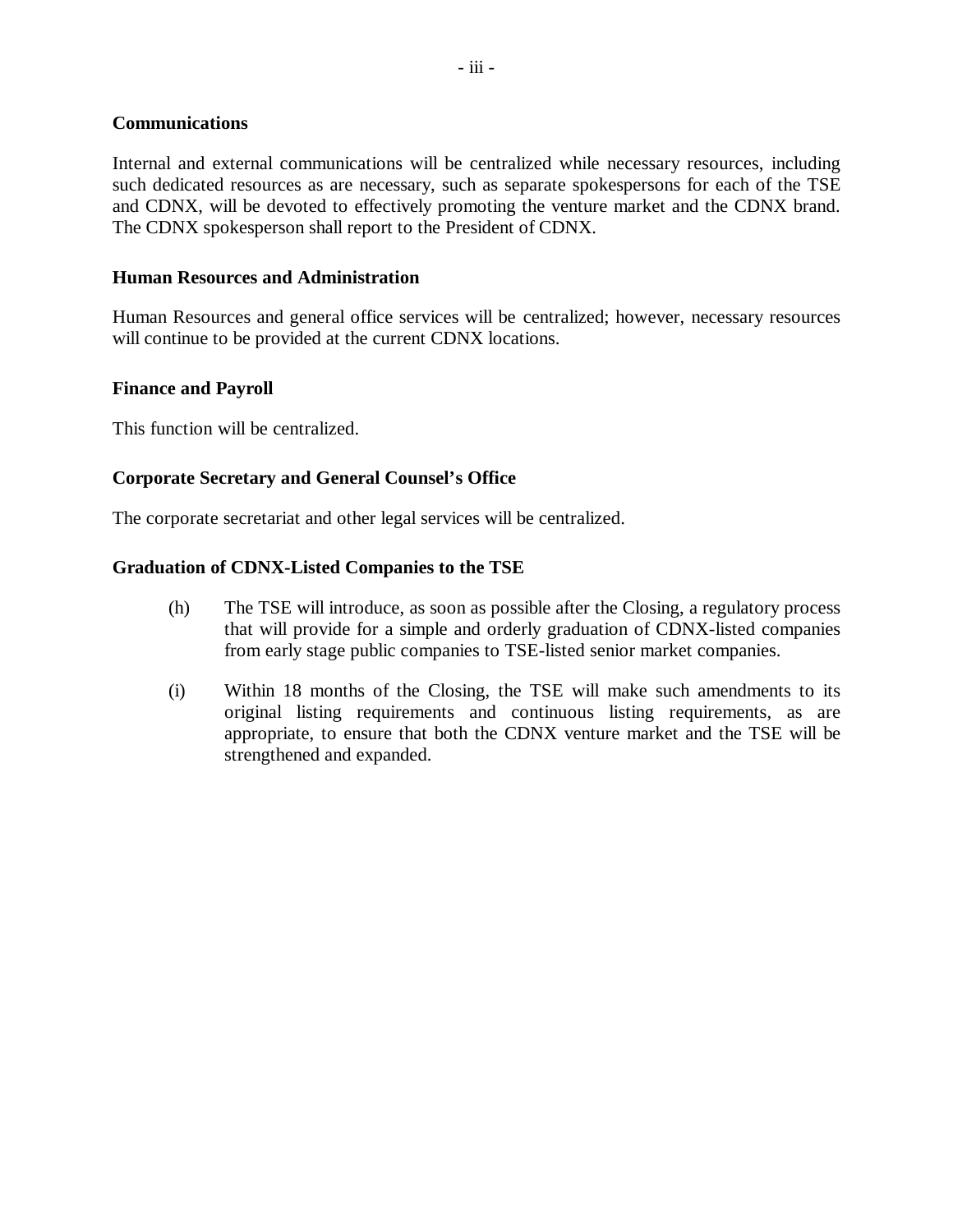**Communications**

Internal and external communications will be centralized while necessary resources, including such dedicated resources as are necessary, such as separate spokespersons for each of the TSE and CDNX, will be devoted to effectively promoting the venture market and the CDNX brand. The CDNX spokesperson shall report to the President of CDNX.

**Human Resources and Administration**

Human Resources and general office services will be centralized; however, necessary resources will continue to be provided at the current CDNX locations.

**Finance and Payroll**

This function will be centralized.

**Corporate Secretary and General Counsel's Office**

The corporate secretariat and other legal services will be centralized.

**Graduation of CDNX-Listed Companies to the TSE**

(h) The TSE will introduce, as soon as possible after the Closing, a regulatory process that will provide for a simple and orderly graduation of CDNX-listed companies from early stage public companies to TSE-listed senior market companies.

(i) Within 18 months of the Closing, the TSE will make such amendments to its original listing requirements and continuous listing requirements, as are appropriate, to ensure that both the CDNX venture market and the TSE will be strengthened and expanded.